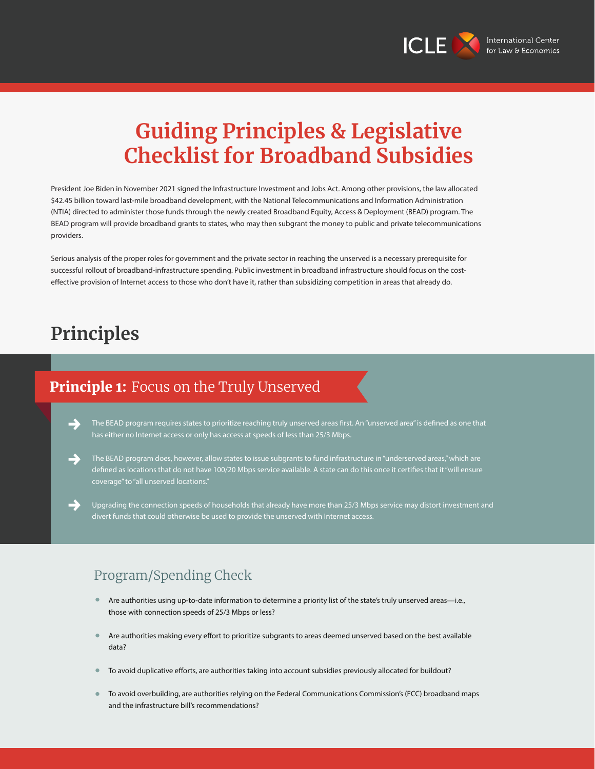ICLE International Center for Law & Economics

# Guiding Principles & Legislative Checklist for Broadband Subsidies

President Joe Biden in November 2021 signed the Infrastructure Investment and Jobs Act. Among other provisions, the law allocated $42.45 billion toward last-mile broadband development, with the National Telecommunications and Information Administration (NTIA) directed to administer those funds through the newly created Broadband Equity, Access & Deployment (BEAD) program. The BEAD program will provide broadband grants to states, who may then subgrant the money to public and private telecommunications providers.

Serious analysis of the proper roles for government and the private sector in reaching the unserved is a necessary prerequisite for successful rollout of broadband-infrastructure spending. Public investment in broadband infrastructure should focus on the cost-effective provision of Internet access to those who don't have it, rather than subsidizing competition in areas that already do.

## Principles

### Principle 1: Focus on the Truly Unserved

- The BEAD program requires states to prioritize reaching truly unserved areas first. An "unserved area" is defined as one that has either no Internet access or only has access at speeds of less than 25/3 Mbps.
- The BEAD program does, however, allow states to issue subgrants to fund infrastructure in "underserved areas," which are defined as locations that do not have 100/20 Mbps service available. A state can do this once it certifies that it "will ensure coverage" to "all unserved locations."
- Upgrading the connection speeds of households that already have more than 25/3 Mbps service may distort investment and divert funds that could otherwise be used to provide the unserved with Internet access.

#### Program/Spending Check

- Are authorities using up-to-date information to determine a priority list of the state's truly unserved areas—i.e., those with connection speeds of 25/3 Mbps or less?
- Are authorities making every effort to prioritize subgrants to areas deemed unserved based on the best available data?
- To avoid duplicative efforts, are authorities taking into account subsidies previously allocated for buildout?
- To avoid overbuilding, are authorities relying on the Federal Communications Commission's (FCC) broadband maps and the infrastructure bill's recommendations?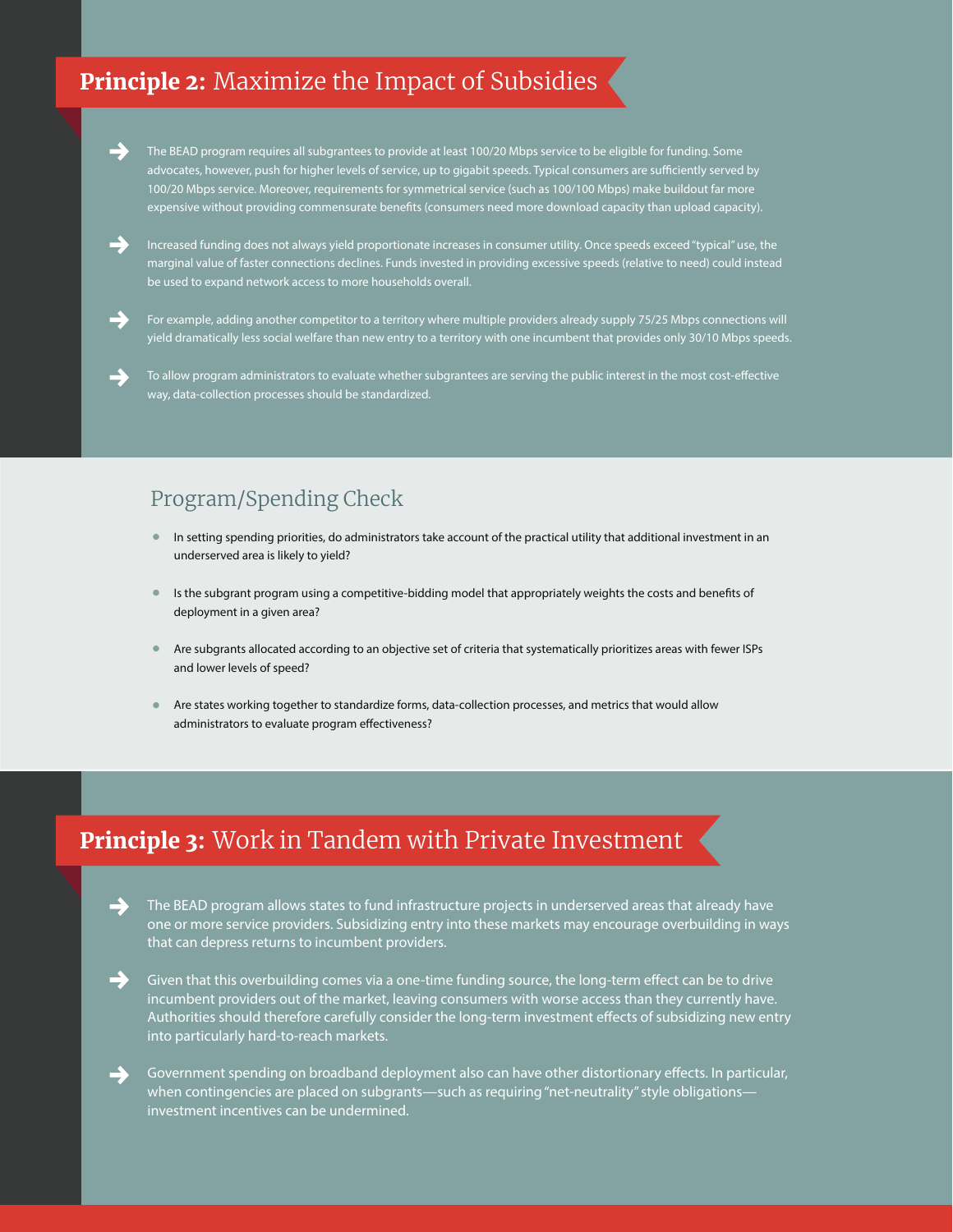## **Principle 2:** Maximize the Impact of Subsidies

- The BEAD program requires all subgrantees to provide at least 100/20 Mbps service to be eligible for funding. Some advocates, however, push for higher levels of service, up to gigabit speeds. Typical consumers are sufficiently served by 100/20 Mbps service. Moreover, requirements for symmetrical service (such as 100/100 Mbps) make buildout far more expensive without providing commensurate benefits (consumers need more download capacity than upload capacity).
- Increased funding does not always yield proportionate increases in consumer utility. Once speeds exceed "typical" use, the marginal value of faster connections declines. Funds invested in providing excessive speeds (relative to need) could instead be used to expand network access to more households overall.
- For example, adding another competitor to a territory where multiple providers already supply 75/25 Mbps connections will yield dramatically less social welfare than new entry to a territory with one incumbent that provides only 30/10 Mbps speeds.
- To allow program administrators to evaluate whether subgrantees are serving the public interest in the most cost-effective way, data-collection processes should be standardized.

### Program/Spending Check

- In setting spending priorities, do administrators take account of the practical utility that additional investment in an underserved area is likely to yield?
- Is the subgrant program using a competitive-bidding model that appropriately weights the costs and benefits of deployment in a given area?
- Are subgrants allocated according to an objective set of criteria that systematically prioritizes areas with fewer ISPs and lower levels of speed?
- Are states working together to standardize forms, data-collection processes, and metrics that would allow administrators to evaluate program effectiveness?

## **Principle 3:** Work in Tandem with Private Investment

- The BEAD program allows states to fund infrastructure projects in underserved areas that already have one or more service providers. Subsidizing entry into these markets may encourage overbuilding in ways that can depress returns to incumbent providers.
- Given that this overbuilding comes via a one-time funding source, the long-term effect can be to drive incumbent providers out of the market, leaving consumers with worse access than they currently have. Authorities should therefore carefully consider the long-term investment effects of subsidizing new entry into particularly hard-to-reach markets.
- Government spending on broadband deployment also can have other distortionary effects. In particular, when contingencies are placed on subgrants—such as requiring "net-neutrality" style obligations—investment incentives can be undermined.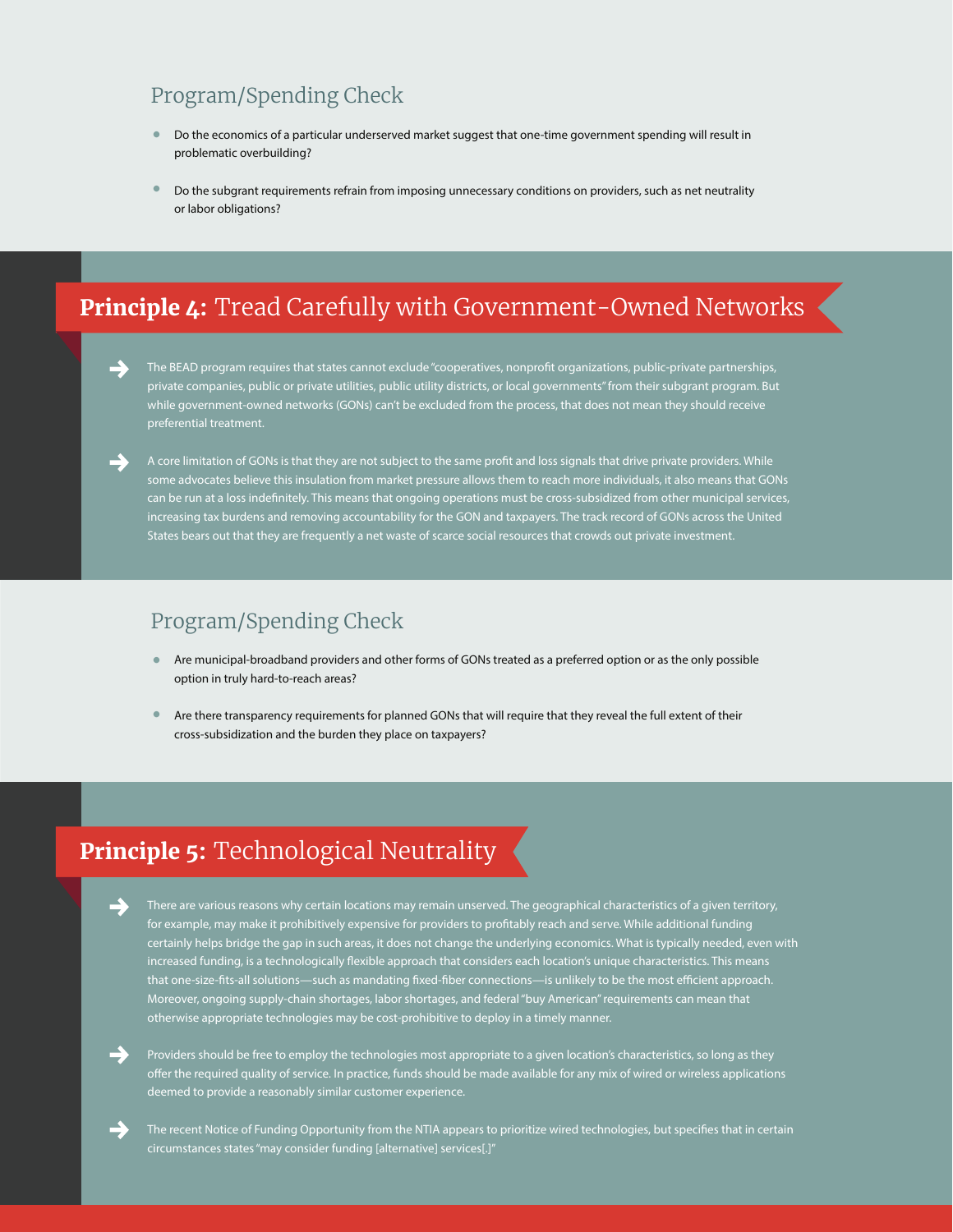### Program/Spending Check

- Do the economics of a particular underserved market suggest that one-time government spending will result in problematic overbuilding?
- Do the subgrant requirements refrain from imposing unnecessary conditions on providers, such as net neutrality or labor obligations?

## **Principle 4:** Tread Carefully with Government-Owned Networks

- The BEAD program requires that states cannot exclude "cooperatives, nonprofit organizations, public-private partnerships, private companies, public or private utilities, public utility districts, or local governments" from their subgrant program. But while government-owned networks (GONs) can't be excluded from the process, that does not mean they should receive preferential treatment.
- A core limitation of GONs is that they are not subject to the same profit and loss signals that drive private providers. While some advocates believe this insulation from market pressure allows them to reach more individuals, it also means that GONs can be run at a loss indefinitely. This means that ongoing operations must be cross-subsidized from other municipal services, increasing tax burdens and removing accountability for the GON and taxpayers. The track record of GONs across the United States bears out that they are frequently a net waste of scarce social resources that crowds out private investment.

### Program/Spending Check

- Are municipal-broadband providers and other forms of GONs treated as a preferred option or as the only possible option in truly hard-to-reach areas?
- Are there transparency requirements for planned GONs that will require that they reveal the full extent of their cross-subsidization and the burden they place on taxpayers?

## **Principle 5:** Technological Neutrality

- There are various reasons why certain locations may remain unserved. The geographical characteristics of a given territory, for example, may make it prohibitively expensive for providers to profitably reach and serve. While additional funding certainly helps bridge the gap in such areas, it does not change the underlying economics. What is typically needed, even with increased funding, is a technologically flexible approach that considers each location's unique characteristics. This means that one-size-fits-all solutions—such as mandating fixed-fiber connections—is unlikely to be the most efficient approach. Moreover, ongoing supply-chain shortages, labor shortages, and federal "buy American" requirements can mean that otherwise appropriate technologies may be cost-prohibitive to deploy in a timely manner.
- Providers should be free to employ the technologies most appropriate to a given location's characteristics, so long as they offer the required quality of service. In practice, funds should be made available for any mix of wired or wireless applications deemed to provide a reasonably similar customer experience.
- The recent Notice of Funding Opportunity from the NTIA appears to prioritize wired technologies, but specifies that in certain circumstances states "may consider funding [alternative] services[.]"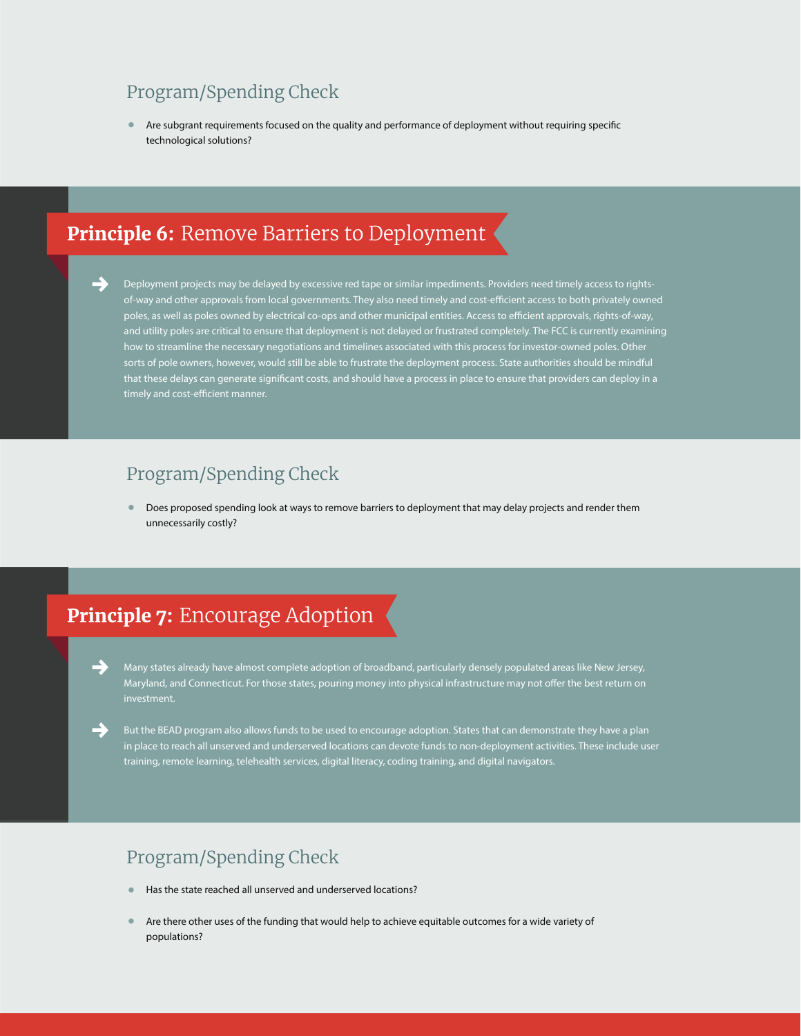### Program/Spending Check

- Are subgrant requirements focused on the quality and performance of deployment without requiring specific technological solutions?

## **Principle 6:** Remove Barriers to Deployment

Deployment projects may be delayed by excessive red tape or similar impediments. Providers need timely access to rights-of-way and other approvals from local governments. They also need timely and cost-efficient access to both privately owned poles, as well as poles owned by electrical co-ops and other municipal entities. Access to efficient approvals, rights-of-way, and utility poles are critical to ensure that deployment is not delayed or frustrated completely. The FCC is currently examining how to streamline the necessary negotiations and timelines associated with this process for investor-owned poles. Other sorts of pole owners, however, would still be able to frustrate the deployment process. State authorities should be mindful that these delays can generate significant costs, and should have a process in place to ensure that providers can deploy in a timely and cost-efficient manner.

### Program/Spending Check

- Does proposed spending look at ways to remove barriers to deployment that may delay projects and render them unnecessarily costly?

## **Principle 7:** Encourage Adoption

Many states already have almost complete adoption of broadband, particularly densely populated areas like New Jersey, Maryland, and Connecticut. For those states, pouring money into physical infrastructure may not offer the best return on investment.

But the BEAD program also allows funds to be used to encourage adoption. States that can demonstrate they have a plan in place to reach all unserved and underserved locations can devote funds to non-deployment activities. These include user training, remote learning, telehealth services, digital literacy, coding training, and digital navigators.

### Program/Spending Check

- Has the state reached all unserved and underserved locations?
- Are there other uses of the funding that would help to achieve equitable outcomes for a wide variety of populations?